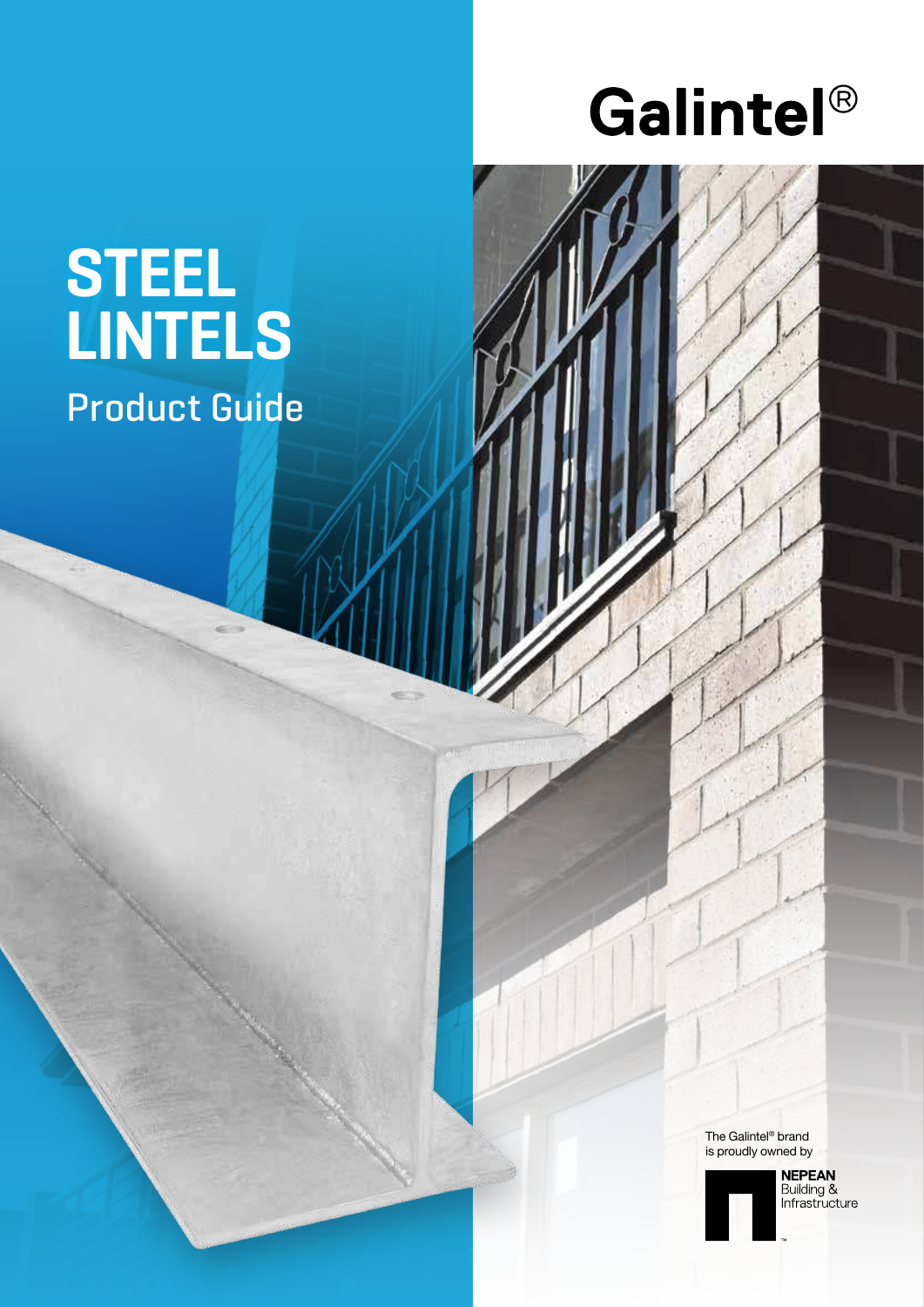# Galintel®

# STEEL LINTELS

## Product Guide

The Galintel® brand is proudly owned by

**NEPEAN**
Building & Infrastructure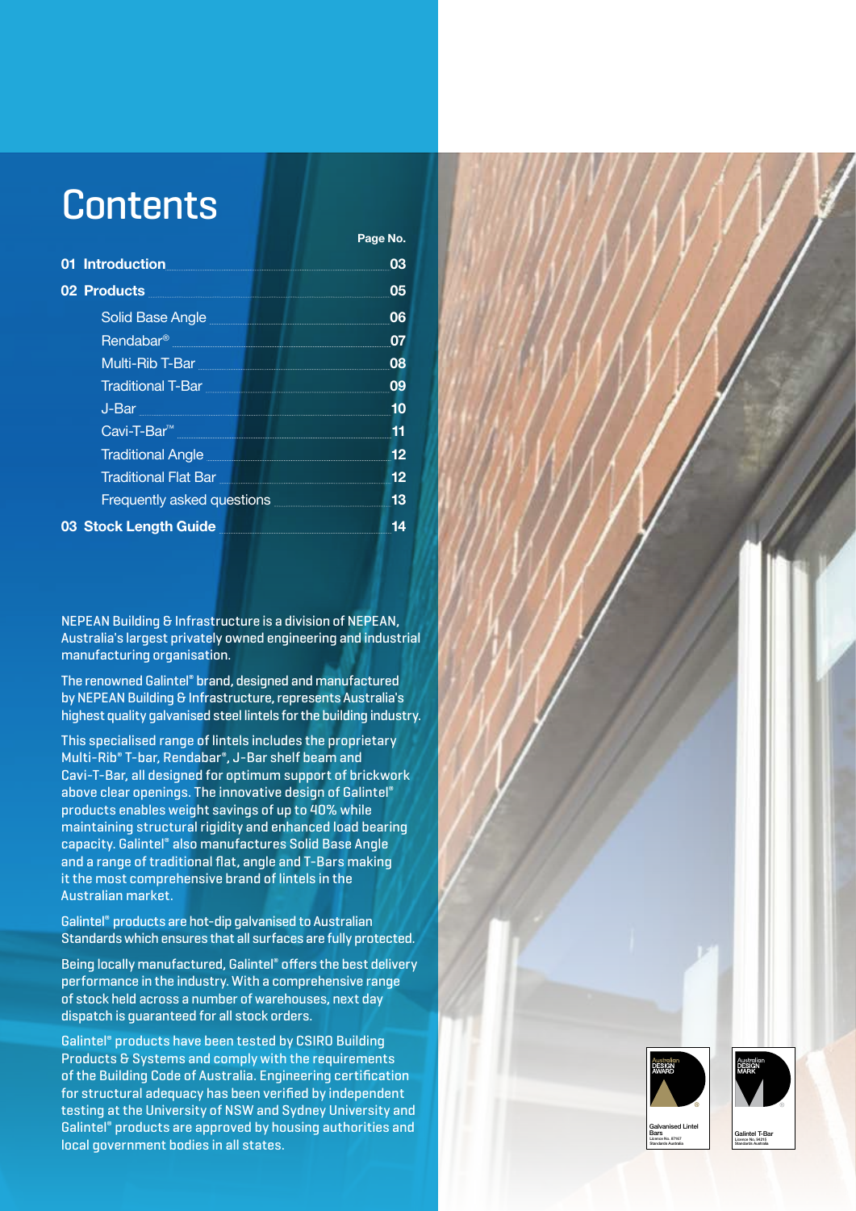# Contents

| | Page No. |
|---|---|
| **01 Introduction** | **03** |
| **02 Products** | **05** |
| Solid Base Angle | 06 |
| Rendabar® | 07 |
| Multi-Rib T-Bar | 08 |
| Traditional T-Bar | 09 |
| J-Bar | 10 |
| Cavi-T-Bar™ | 11 |
| Traditional Angle | 12 |
| Traditional Flat Bar | 12 |
| Frequently asked questions | 13 |
| **03 Stock Length Guide** | **14** |

NEPEAN Building & Infrastructure is a division of NEPEAN, Australia's largest privately owned engineering and industrial manufacturing organisation.

The renowned Galintel® brand, designed and manufactured by NEPEAN Building & Infrastructure, represents Australia's highest quality galvanised steel lintels for the building industry.

This specialised range of lintels includes the proprietary Multi-Rib® T-bar, Rendabar®, J-Bar shelf beam and Cavi-T-Bar, all designed for optimum support of brickwork above clear openings. The innovative design of Galintel® products enables weight savings of up to 40% while maintaining structural rigidity and enhanced load bearing capacity. Galintel® also manufactures Solid Base Angle and a range of traditional flat, angle and T-Bars making it the most comprehensive brand of lintels in the Australian market.

Galintel® products are hot-dip galvanised to Australian Standards which ensures that all surfaces are fully protected.

Being locally manufactured, Galintel® offers the best delivery performance in the industry. With a comprehensive range of stock held across a number of warehouses, next day dispatch is guaranteed for all stock orders.

Galintel® products have been tested by CSIRO Building Products & Systems and comply with the requirements of the Building Code of Australia. Engineering certification for structural adequacy has been verified by independent testing at the University of NSW and Sydney University and Galintel® products are approved by housing authorities and local government bodies in all states.

Australian DESIGN AWARD – Galvanised Lintel Bars

Australian DESIGN MARK – Galintel T-Bar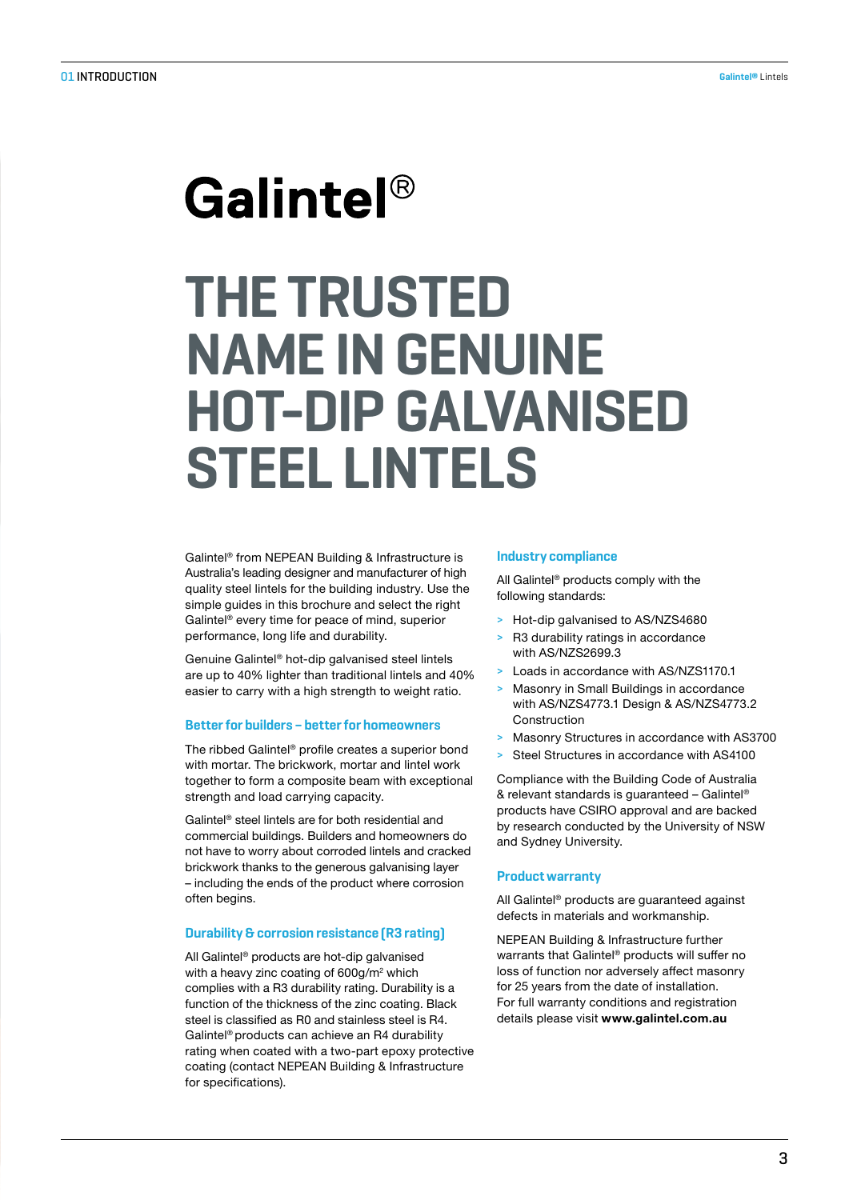# Galintel®

## THE TRUSTED NAME IN GENUINE HOT-DIP GALVANISED STEEL LINTELS

Galintel® from NEPEAN Building & Infrastructure is Australia's leading designer and manufacturer of high quality steel lintels for the building industry. Use the simple guides in this brochure and select the right Galintel® every time for peace of mind, superior performance, long life and durability.

Genuine Galintel® hot-dip galvanised steel lintels are up to 40% lighter than traditional lintels and 40% easier to carry with a high strength to weight ratio.

### Better for builders – better for homeowners

The ribbed Galintel® profile creates a superior bond with mortar. The brickwork, mortar and lintel work together to form a composite beam with exceptional strength and load carrying capacity.

Galintel® steel lintels are for both residential and commercial buildings. Builders and homeowners do not have to worry about corroded lintels and cracked brickwork thanks to the generous galvanising layer – including the ends of the product where corrosion often begins.

### Durability & corrosion resistance (R3 rating)

All Galintel® products are hot-dip galvanised with a heavy zinc coating of 600g/m$^2$ which complies with a R3 durability rating. Durability is a function of the thickness of the zinc coating. Black steel is classified as R0 and stainless steel is R4. Galintel® products can achieve an R4 durability rating when coated with a two-part epoxy protective coating (contact NEPEAN Building & Infrastructure for specifications).

### Industry compliance

All Galintel® products comply with the following standards:

- Hot-dip galvanised to AS/NZS4680
- R3 durability ratings in accordance with AS/NZS2699.3
- Loads in accordance with AS/NZS1170.1
- Masonry in Small Buildings in accordance with AS/NZS4773.1 Design & AS/NZS4773.2 Construction
- Masonry Structures in accordance with AS3700
- Steel Structures in accordance with AS4100

Compliance with the Building Code of Australia & relevant standards is guaranteed – Galintel® products have CSIRO approval and are backed by research conducted by the University of NSW and Sydney University.

### Product warranty

All Galintel® products are guaranteed against defects in materials and workmanship.

NEPEAN Building & Infrastructure further warrants that Galintel® products will suffer no loss of function nor adversely affect masonry for 25 years from the date of installation. For full warranty conditions and registration details please visit **www.galintel.com.au**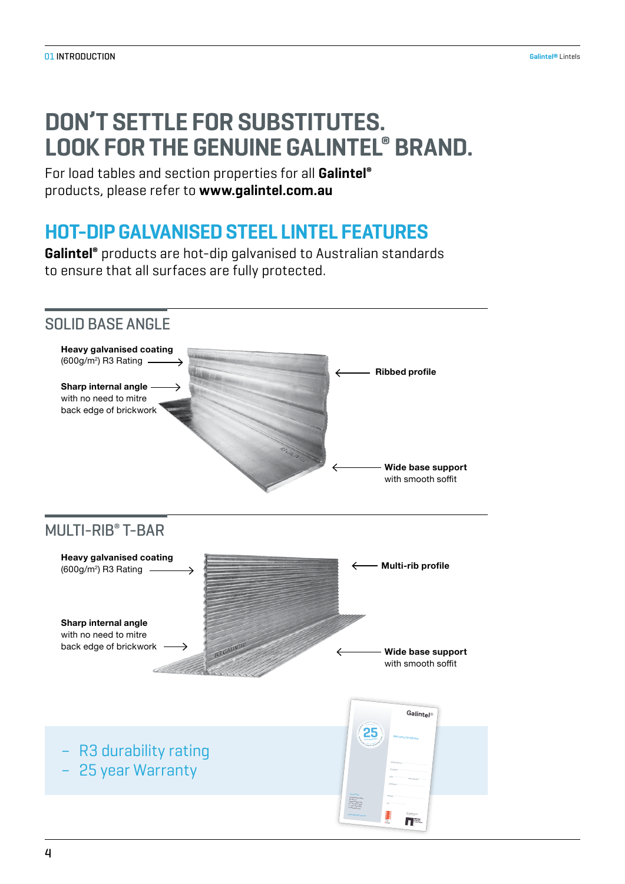# DON'T SETTLE FOR SUBSTITUTES. LOOK FOR THE GENUINE GALINTEL® BRAND.

For load tables and section properties for all **Galintel®** products, please refer to **www.galintel.com.au**

## HOT-DIP GALVANISED STEEL LINTEL FEATURES

**Galintel®** products are hot-dip galvanised to Australian standards to ensure that all surfaces are fully protected.

### SOLID BASE ANGLE

**Heavy galvanised coating** (600g/m²) R3 Rating

**Sharp internal angle** with no need to mitre back edge of brickwork

**Ribbed profile**

**Wide base support** with smooth soffit

### MULTI-RIB® T-BAR

**Heavy galvanised coating** (600g/m²) R3 Rating

**Sharp internal angle** with no need to mitre back edge of brickwork

**Multi-rib profile**

**Wide base support** with smooth soffit

- R3 durability rating
- 25 year Warranty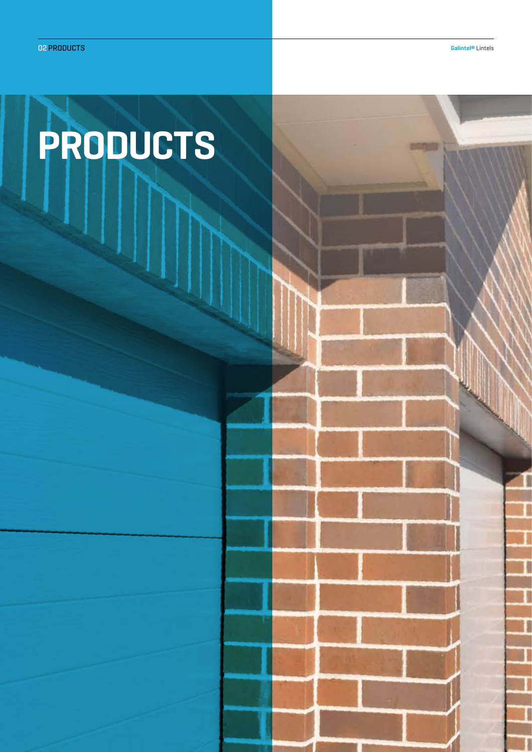# PRODUCTS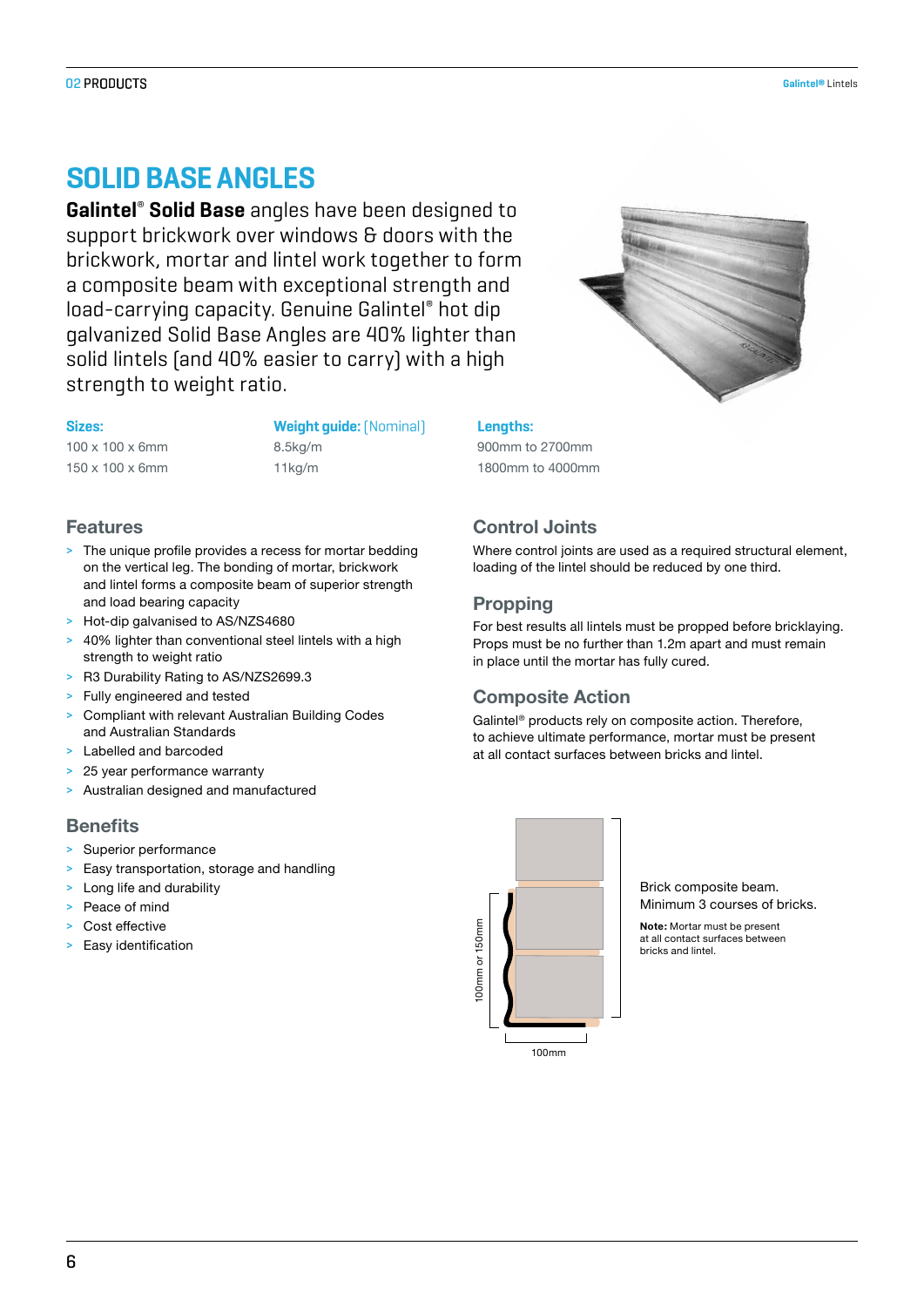# SOLID BASE ANGLES

**Galintel® Solid Base** angles have been designed to support brickwork over windows & doors with the brickwork, mortar and lintel work together to form a composite beam with exceptional strength and load-carrying capacity. Genuine Galintel® hot dip galvanized Solid Base Angles are 40% lighter than solid lintels (and 40% easier to carry) with a high strength to weight ratio.

| Sizes: | Weight guide: (Nominal) | Lengths: |
|---|---|---|
| 100 x 100 x 6mm | 8.5kg/m | 900mm to 2700mm |
| 150 x 100 x 6mm | 11kg/m | 1800mm to 4000mm |

## Features

- The unique profile provides a recess for mortar bedding on the vertical leg. The bonding of mortar, brickwork and lintel forms a composite beam of superior strength and load bearing capacity
- Hot-dip galvanised to AS/NZS4680
- 40% lighter than conventional steel lintels with a high strength to weight ratio
- R3 Durability Rating to AS/NZS2699.3
- Fully engineered and tested
- Compliant with relevant Australian Building Codes and Australian Standards
- Labelled and barcoded
- 25 year performance warranty
- Australian designed and manufactured

## Benefits

- Superior performance
- Easy transportation, storage and handling
- Long life and durability
- Peace of mind
- Cost effective
- Easy identification

## Control Joints

Where control joints are used as a required structural element, loading of the lintel should be reduced by one third.

## Propping

For best results all lintels must be propped before bricklaying. Props must be no further than 1.2m apart and must remain in place until the mortar has fully cured.

## Composite Action

Galintel® products rely on composite action. Therefore, to achieve ultimate performance, mortar must be present at all contact surfaces between bricks and lintel.

100mm or 150mm

100mm

Brick composite beam. Minimum 3 courses of bricks.

**Note:** Mortar must be present at all contact surfaces between bricks and lintel.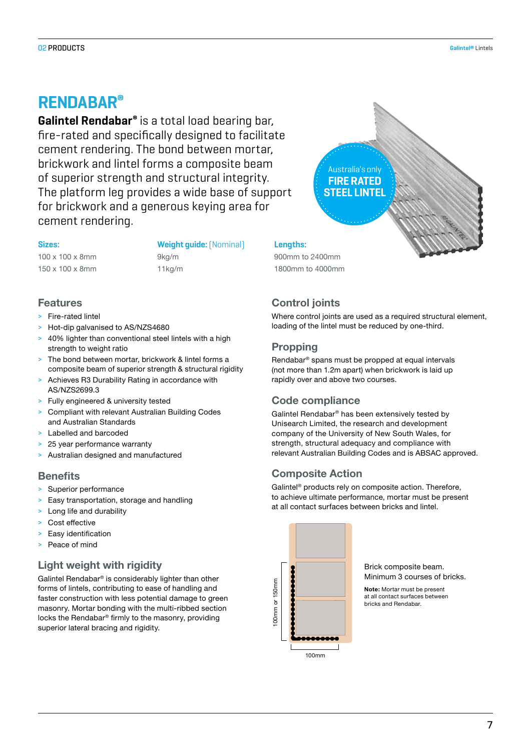# RENDABAR®

**Galintel Rendabar®** is a total load bearing bar, fire-rated and specifically designed to facilitate cement rendering. The bond between mortar, brickwork and lintel forms a composite beam of superior strength and structural integrity. The platform leg provides a wide base of support for brickwork and a generous keying area for cement rendering.

Australia's only **FIRE RATED STEEL LINTEL**

| **Sizes:** | **Weight guide:** [Nominal] | **Lengths:** |
|---|---|---|
| 100 x 100 x 8mm | 9kg/m | 900mm to 2400mm |
| 150 x 100 x 8mm | 11kg/m | 1800mm to 4000mm |

## Features

- Fire-rated lintel
- Hot-dip galvanised to AS/NZS4680
- 40% lighter than conventional steel lintels with a high strength to weight ratio
- The bond between mortar, brickwork & lintel forms a composite beam of superior strength & structural rigidity
- Achieves R3 Durability Rating in accordance with AS/NZS2699.3
- Fully engineered & university tested
- Compliant with relevant Australian Building Codes and Australian Standards
- Labelled and barcoded
- 25 year performance warranty
- Australian designed and manufactured

## Benefits

- Superior performance
- Easy transportation, storage and handling
- Long life and durability
- Cost effective
- Easy identification
- Peace of mind

## Light weight with rigidity

Galintel Rendabar® is considerably lighter than other forms of lintels, contributing to ease of handling and faster construction with less potential damage to green masonry. Mortar bonding with the multi-ribbed section locks the Rendabar® firmly to the masonry, providing superior lateral bracing and rigidity.

## Control joints

Where control joints are used as a required structural element, loading of the lintel must be reduced by one-third.

## Propping

Rendabar® spans must be propped at equal intervals (not more than 1.2m apart) when brickwork is laid up rapidly over and above two courses.

## Code compliance

Galintel Rendabar® has been extensively tested by Unisearch Limited, the research and development company of the University of New South Wales, for strength, structural adequacy and compliance with relevant Australian Building Codes and is ABSAC approved.

## Composite Action

Galintel® products rely on composite action. Therefore, to achieve ultimate performance, mortar must be present at all contact surfaces between bricks and lintel.

100mm or 150mm

100mm

Brick composite beam. Minimum 3 courses of bricks.

**Note:** Mortar must be present at all contact surfaces between bricks and Rendabar.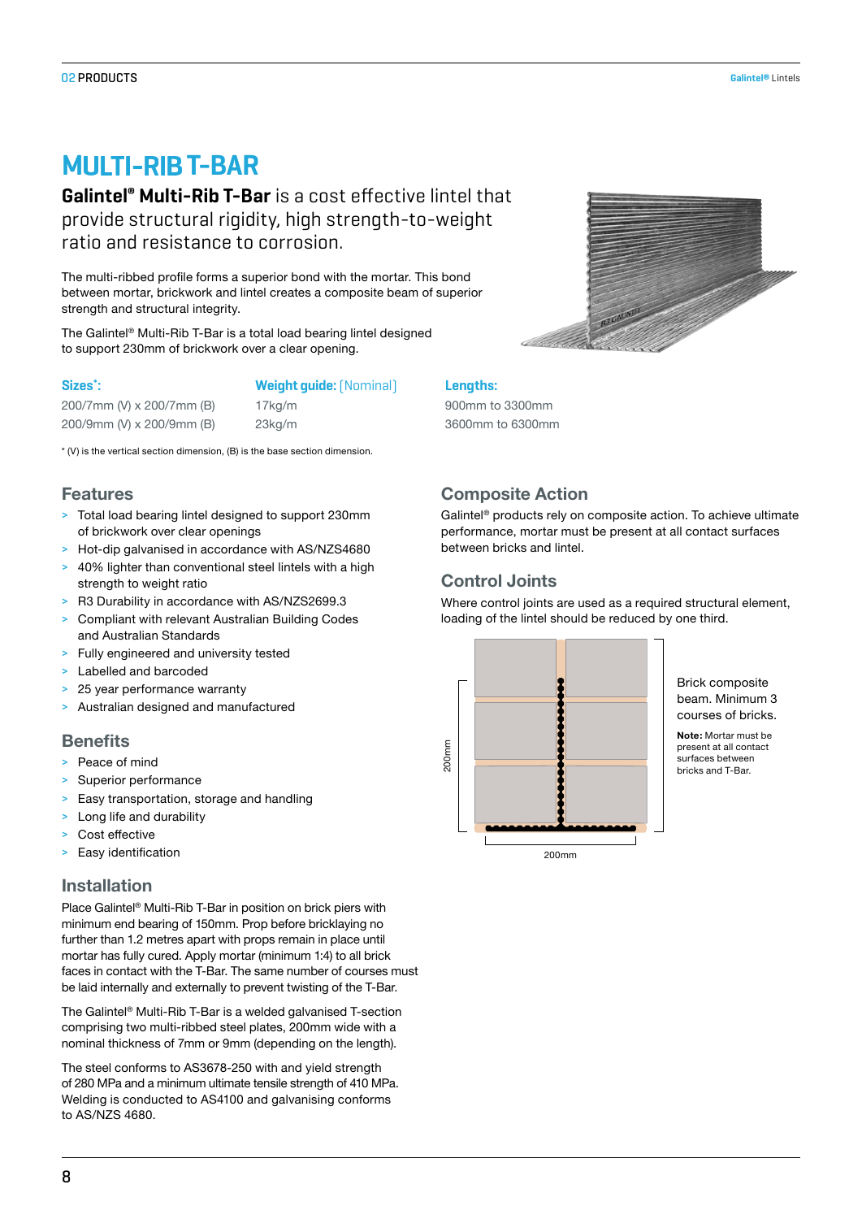# MULTI-RIB T-BAR

**Galintel® Multi-Rib T-Bar** is a cost effective lintel that provide structural rigidity, high strength-to-weight ratio and resistance to corrosion.

The multi-ribbed profile forms a superior bond with the mortar. This bond between mortar, brickwork and lintel creates a composite beam of superior strength and structural integrity.

The Galintel® Multi-Rib T-Bar is a total load bearing lintel designed to support 230mm of brickwork over a clear opening.

| Sizes*: | Weight guide: [Nominal] | Lengths: |
|---|---|---|
| 200/7mm (V) x 200/7mm (B) | 17kg/m | 900mm to 3300mm |
| 200/9mm (V) x 200/9mm (B) | 23kg/m | 3600mm to 6300mm |

\* (V) is the vertical section dimension, (B) is the base section dimension.

## Features

- Total load bearing lintel designed to support 230mm of brickwork over clear openings
- Hot-dip galvanised in accordance with AS/NZS4680
- 40% lighter than conventional steel lintels with a high strength to weight ratio
- R3 Durability in accordance with AS/NZS2699.3
- Compliant with relevant Australian Building Codes and Australian Standards
- Fully engineered and university tested
- Labelled and barcoded
- 25 year performance warranty
- Australian designed and manufactured

## Benefits

- Peace of mind
- Superior performance
- Easy transportation, storage and handling
- Long life and durability
- Cost effective
- Easy identification

## Installation

Place Galintel® Multi-Rib T-Bar in position on brick piers with minimum end bearing of 150mm. Prop before bricklaying no further than 1.2 metres apart with props remain in place until mortar has fully cured. Apply mortar (minimum 1:4) to all brick faces in contact with the T-Bar. The same number of courses must be laid internally and externally to prevent twisting of the T-Bar.

The Galintel® Multi-Rib T-Bar is a welded galvanised T-section comprising two multi-ribbed steel plates, 200mm wide with a nominal thickness of 7mm or 9mm (depending on the length).

The steel conforms to AS3678-250 with and yield strength of 280 MPa and a minimum ultimate tensile strength of 410 MPa. Welding is conducted to AS4100 and galvanising conforms to AS/NZS 4680.

## Composite Action

Galintel® products rely on composite action. To achieve ultimate performance, mortar must be present at all contact surfaces between bricks and lintel.

## Control Joints

Where control joints are used as a required structural element, loading of the lintel should be reduced by one third.

200mm

200mm

Brick composite beam. Minimum 3 courses of bricks.

**Note:** Mortar must be present at all contact surfaces between bricks and T-Bar.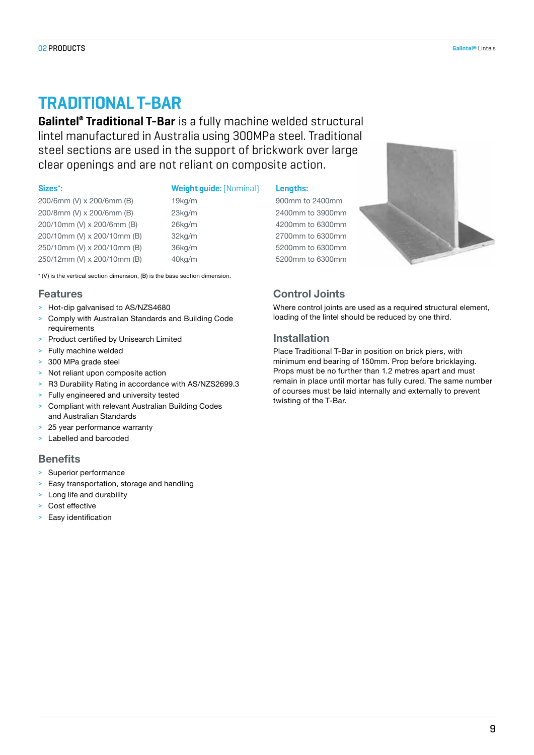# TRADITIONAL T-BAR

**Galintel® Traditional T-Bar** is a fully machine welded structural lintel manufactured in Australia using 300MPa steel. Traditional steel sections are used in the support of brickwork over large clear openings and are not reliant on composite action.

| Sizes*: | Weight guide: (Nominal) | Lengths: |
|---|---|---|
| 200/6mm (V) x 200/6mm (B) | 19kg/m | 900mm to 2400mm |
| 200/8mm (V) x 200/6mm (B) | 23kg/m | 2400mm to 3900mm |
| 200/10mm (V) x 200/6mm (B) | 26kg/m | 4200mm to 6300mm |
| 200/10mm (V) x 200/10mm (B) | 32kg/m | 2700mm to 6300mm |
| 250/10mm (V) x 200/10mm (B) | 36kg/m | 5200mm to 6300mm |
| 250/12mm (V) x 200/10mm (B) | 40kg/m | 5200mm to 6300mm |

* (V) is the vertical section dimension, (B) is the base section dimension.

## Features

- Hot-dip galvanised to AS/NZS4680
- Comply with Australian Standards and Building Code requirements
- Product certified by Unisearch Limited
- Fully machine welded
- 300 MPa grade steel
- Not reliant upon composite action
- R3 Durability Rating in accordance with AS/NZS2699.3
- Fully engineered and university tested
- Compliant with relevant Australian Building Codes and Australian Standards
- 25 year performance warranty
- Labelled and barcoded

## Benefits

- Superior performance
- Easy transportation, storage and handling
- Long life and durability
- Cost effective
- Easy identification

## Control Joints

Where control joints are used as a required structural element, loading of the lintel should be reduced by one third.

## Installation

Place Traditional T-Bar in position on brick piers, with minimum end bearing of 150mm. Prop before bricklaying. Props must be no further than 1.2 metres apart and must remain in place until mortar has fully cured. The same number of courses must be laid internally and externally to prevent twisting of the T-Bar.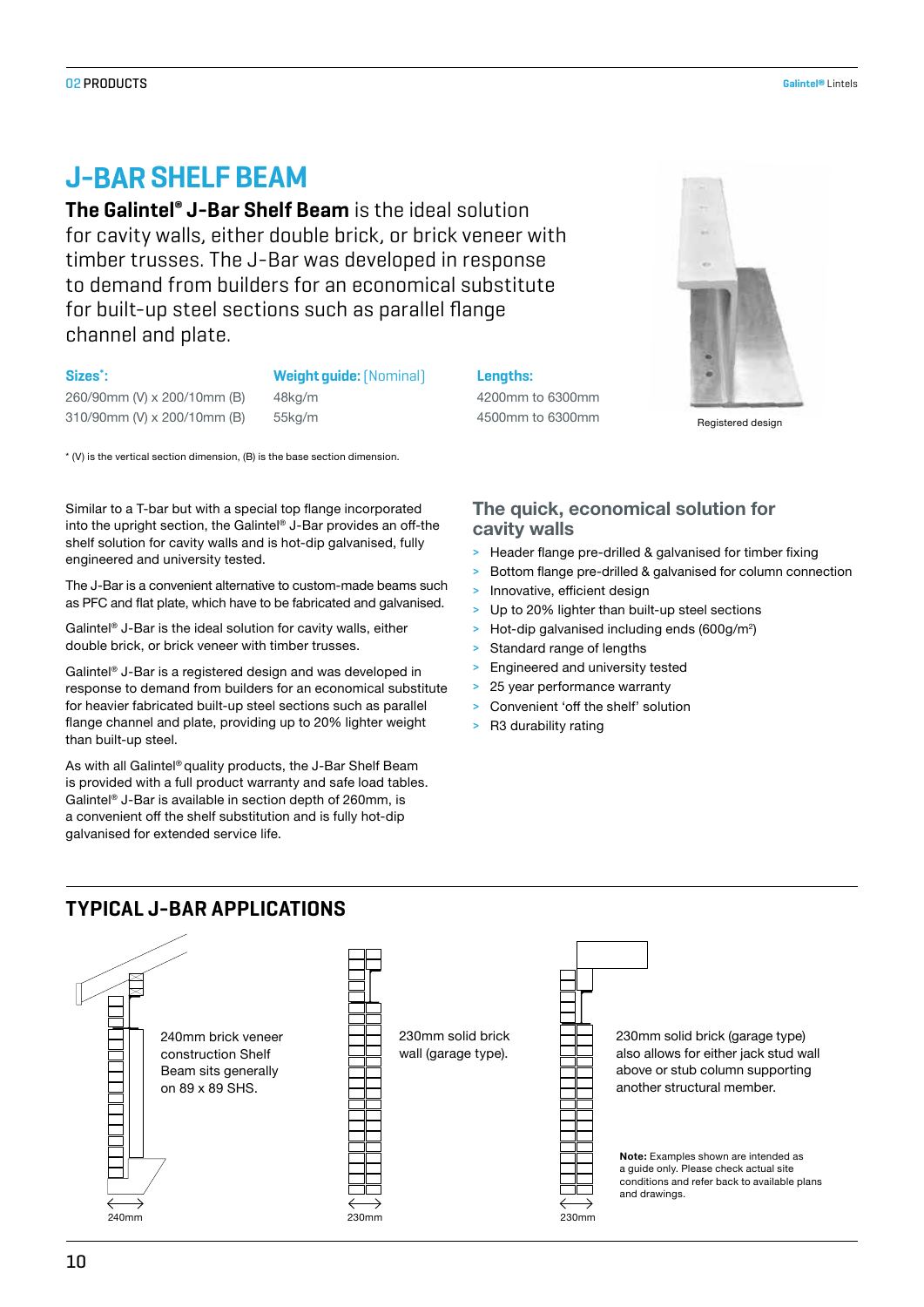# J-BAR SHELF BEAM

**The Galintel® J-Bar Shelf Beam** is the ideal solution for cavity walls, either double brick, or brick veneer with timber trusses. The J-Bar was developed in response to demand from builders for an economical substitute for built-up steel sections such as parallel flange channel and plate.

| Sizes*: | Weight guide: (Nominal) | Lengths: |
|---|---|---|
| 260/90mm (V) x 200/10mm (B) | 48kg/m | 4200mm to 6300mm |
| 310/90mm (V) x 200/10mm (B) | 55kg/m | 4500mm to 6300mm |

Registered design

\* (V) is the vertical section dimension, (B) is the base section dimension.

Similar to a T-bar but with a special top flange incorporated into the upright section, the Galintel® J-Bar provides an off-the shelf solution for cavity walls and is hot-dip galvanised, fully engineered and university tested.

The J-Bar is a convenient alternative to custom-made beams such as PFC and flat plate, which have to be fabricated and galvanised.

Galintel® J-Bar is the ideal solution for cavity walls, either double brick, or brick veneer with timber trusses.

Galintel® J-Bar is a registered design and was developed in response to demand from builders for an economical substitute for heavier fabricated built-up steel sections such as parallel flange channel and plate, providing up to 20% lighter weight than built-up steel.

As with all Galintel® quality products, the J-Bar Shelf Beam is provided with a full product warranty and safe load tables. Galintel® J-Bar is available in section depth of 260mm, is a convenient off the shelf substitution and is fully hot-dip galvanised for extended service life.

## The quick, economical solution for cavity walls

- Header flange pre-drilled & galvanised for timber fixing
- Bottom flange pre-drilled & galvanised for column connection
- Innovative, efficient design
- Up to 20% lighter than built-up steel sections
- Hot-dip galvanised including ends (600g/m$^2$)
- Standard range of lengths
- Engineered and university tested
- 25 year performance warranty
- Convenient 'off the shelf' solution
- R3 durability rating

## TYPICAL J-BAR APPLICATIONS

240mm brick veneer construction Shelf Beam sits generally on 89 x 89 SHS.

240mm

230mm solid brick wall (garage type).

230mm

230mm solid brick (garage type) also allows for either jack stud wall above or stub column supporting another structural member.

230mm

**Note:** Examples shown are intended as a guide only. Please check actual site conditions and refer back to available plans and drawings.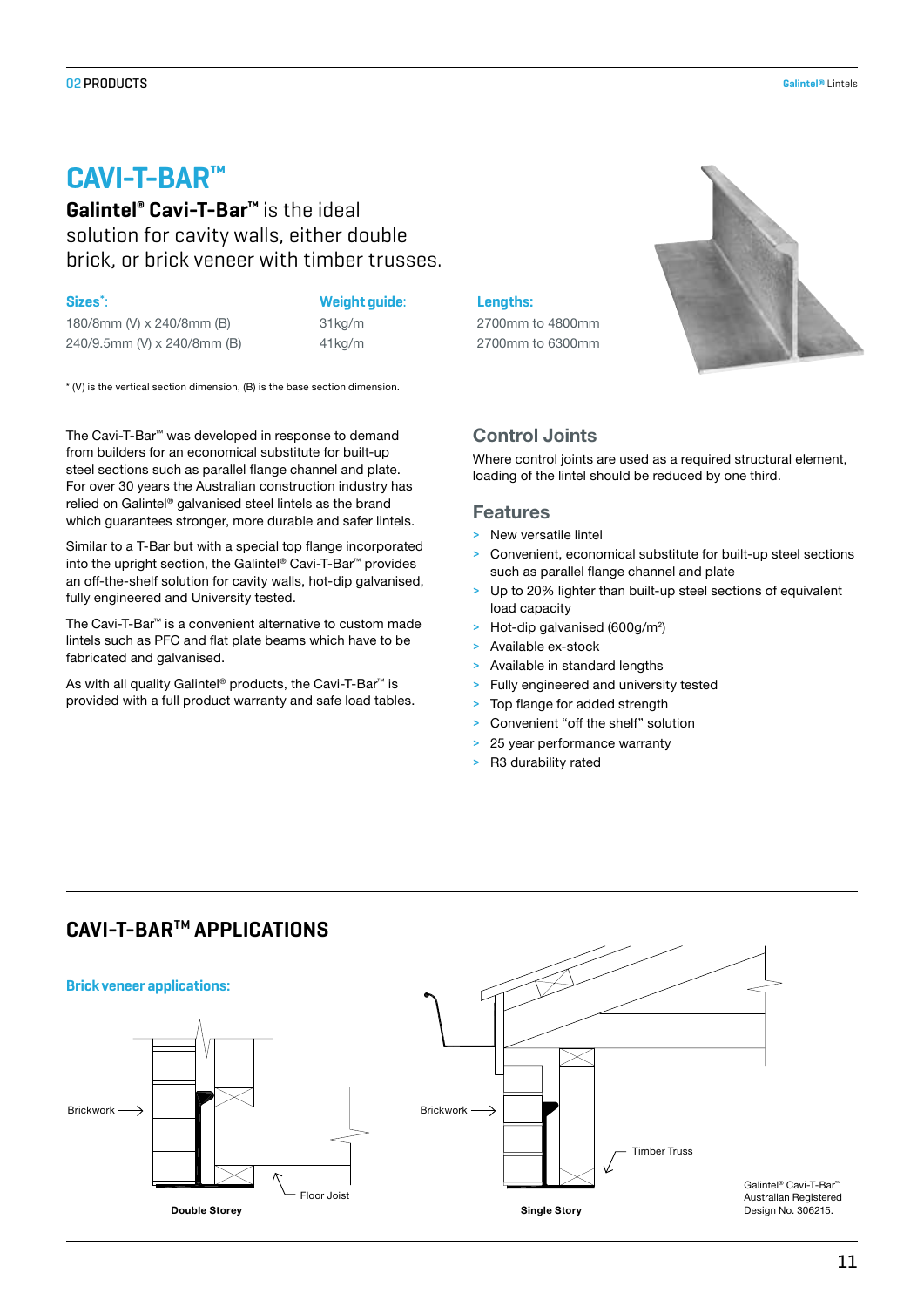# CAVI-T-BAR™

**Galintel® Cavi-T-Bar™** is the ideal solution for cavity walls, either double brick, or brick veneer with timber trusses.

| Sizes*: | Weight guide: | Lengths: |
|---|---|---|
| 180/8mm (V) x 240/8mm (B) | 31kg/m | 2700mm to 4800mm |
| 240/9.5mm (V) x 240/8mm (B) | 41kg/m | 2700mm to 6300mm |

* (V) is the vertical section dimension, (B) is the base section dimension.

The Cavi-T-Bar™ was developed in response to demand from builders for an economical substitute for built-up steel sections such as parallel flange channel and plate. For over 30 years the Australian construction industry has relied on Galintel® galvanised steel lintels as the brand which guarantees stronger, more durable and safer lintels.

Similar to a T-Bar but with a special top flange incorporated into the upright section, the Galintel® Cavi-T-Bar™ provides an off-the-shelf solution for cavity walls, hot-dip galvanised, fully engineered and University tested.

The Cavi-T-Bar™ is a convenient alternative to custom made lintels such as PFC and flat plate beams which have to be fabricated and galvanised.

As with all quality Galintel® products, the Cavi-T-Bar™ is provided with a full product warranty and safe load tables.

## Control Joints

Where control joints are used as a required structural element, loading of the lintel should be reduced by one third.

## Features

- New versatile lintel
- Convenient, economical substitute for built-up steel sections such as parallel flange channel and plate
- Up to 20% lighter than built-up steel sections of equivalent load capacity
- Hot-dip galvanised (600g/m$^2$)
- Available ex-stock
- Available in standard lengths
- Fully engineered and university tested
- Top flange for added strength
- Convenient "off the shelf" solution
- 25 year performance warranty
- R3 durability rated

## CAVI-T-BAR™ APPLICATIONS

### Brick veneer applications:

Brickwork — Floor Joist

**Double Storey**

Brickwork — Timber Truss

**Single Story**

Galintel® Cavi-T-Bar™ Australian Registered Design No. 306215.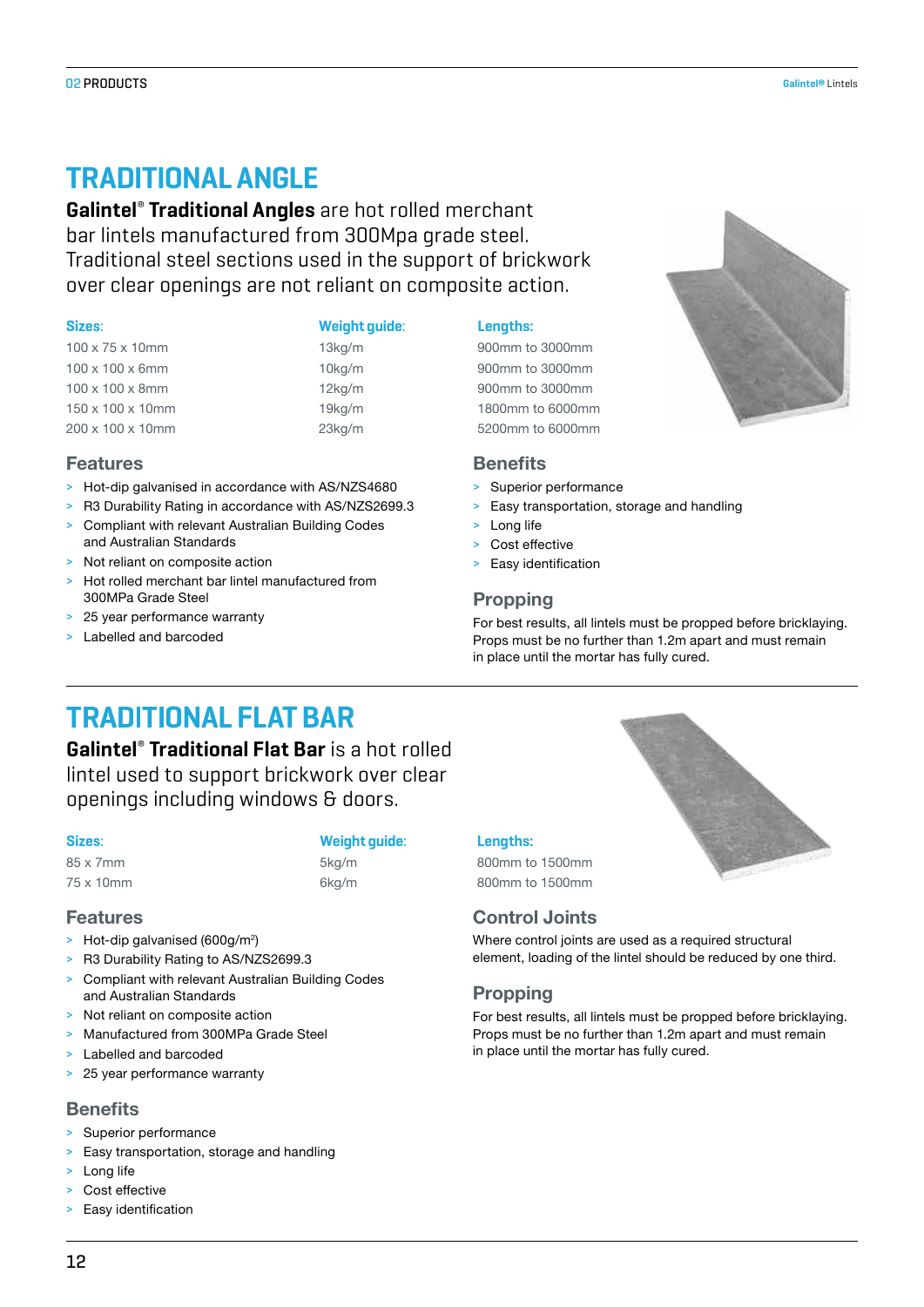# TRADITIONAL ANGLE

**Galintel® Traditional Angles** are hot rolled merchant bar lintels manufactured from 300Mpa grade steel. Traditional steel sections used in the support of brickwork over clear openings are not reliant on composite action.

| Sizes: | Weight guide: | Lengths: |
|---|---|---|
| 100 x 75 x 10mm | 13kg/m | 900mm to 3000mm |
| 100 x 100 x 6mm | 10kg/m | 900mm to 3000mm |
| 100 x 100 x 8mm | 12kg/m | 900mm to 3000mm |
| 150 x 100 x 10mm | 19kg/m | 1800mm to 6000mm |
| 200 x 100 x 10mm | 23kg/m | 5200mm to 6000mm |

## Features

- Hot-dip galvanised in accordance with AS/NZS4680
- R3 Durability Rating in accordance with AS/NZS2699.3
- Compliant with relevant Australian Building Codes and Australian Standards
- Not reliant on composite action
- Hot rolled merchant bar lintel manufactured from 300MPa Grade Steel
- 25 year performance warranty
- Labelled and barcoded

## Benefits

- Superior performance
- Easy transportation, storage and handling
- Long life
- Cost effective
- Easy identification

## Propping

For best results, all lintels must be propped before bricklaying. Props must be no further than 1.2m apart and must remain in place until the mortar has fully cured.

# TRADITIONAL FLAT BAR

**Galintel® Traditional Flat Bar** is a hot rolled lintel used to support brickwork over clear openings including windows & doors.

| Sizes: | Weight guide: | Lengths: |
|---|---|---|
| 85 x 7mm | 5kg/m | 800mm to 1500mm |
| 75 x 10mm | 6kg/m | 800mm to 1500mm |

## Features

- Hot-dip galvanised (600g/m²)
- R3 Durability Rating to AS/NZS2699.3
- Compliant with relevant Australian Building Codes and Australian Standards
- Not reliant on composite action
- Manufactured from 300MPa Grade Steel
- Labelled and barcoded
- 25 year performance warranty

## Benefits

- Superior performance
- Easy transportation, storage and handling
- Long life
- Cost effective
- Easy identification

## Control Joints

Where control joints are used as a required structural element, loading of the lintel should be reduced by one third.

## Propping

For best results, all lintels must be propped before bricklaying. Props must be no further than 1.2m apart and must remain in place until the mortar has fully cured.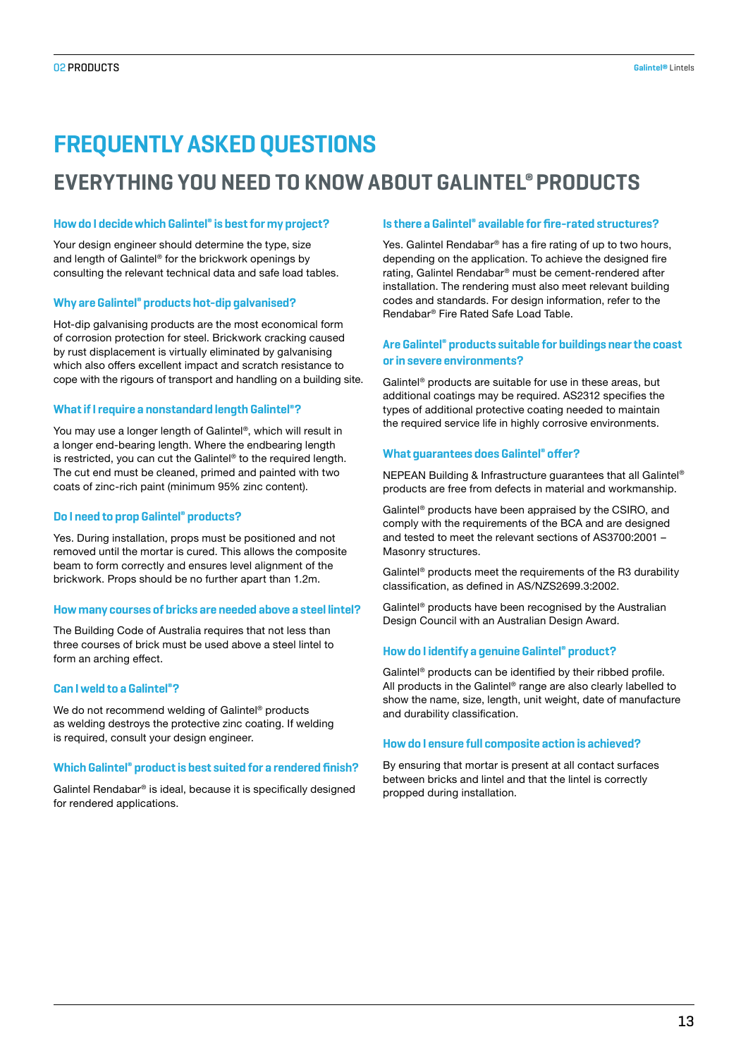# FREQUENTLY ASKED QUESTIONS

## EVERYTHING YOU NEED TO KNOW ABOUT GALINTEL® PRODUCTS

### How do I decide which Galintel® is best for my project?

Your design engineer should determine the type, size and length of Galintel® for the brickwork openings by consulting the relevant technical data and safe load tables.

### Why are Galintel® products hot-dip galvanised?

Hot-dip galvanising products are the most economical form of corrosion protection for steel. Brickwork cracking caused by rust displacement is virtually eliminated by galvanising which also offers excellent impact and scratch resistance to cope with the rigours of transport and handling on a building site.

### What if I require a nonstandard length Galintel®?

You may use a longer length of Galintel®, which will result in a longer end-bearing length. Where the endbearing length is restricted, you can cut the Galintel® to the required length. The cut end must be cleaned, primed and painted with two coats of zinc-rich paint (minimum 95% zinc content).

### Do I need to prop Galintel® products?

Yes. During installation, props must be positioned and not removed until the mortar is cured. This allows the composite beam to form correctly and ensures level alignment of the brickwork. Props should be no further apart than 1.2m.

### How many courses of bricks are needed above a steel lintel?

The Building Code of Australia requires that not less than three courses of brick must be used above a steel lintel to form an arching effect.

### Can I weld to a Galintel®?

We do not recommend welding of Galintel® products as welding destroys the protective zinc coating. If welding is required, consult your design engineer.

### Which Galintel® product is best suited for a rendered finish?

Galintel Rendabar® is ideal, because it is specifically designed for rendered applications.

### Is there a Galintel® available for fire-rated structures?

Yes. Galintel Rendabar® has a fire rating of up to two hours, depending on the application. To achieve the designed fire rating, Galintel Rendabar® must be cement-rendered after installation. The rendering must also meet relevant building codes and standards. For design information, refer to the Rendabar® Fire Rated Safe Load Table.

### Are Galintel® products suitable for buildings near the coast or in severe environments?

Galintel® products are suitable for use in these areas, but additional coatings may be required. AS2312 specifies the types of additional protective coating needed to maintain the required service life in highly corrosive environments.

### What guarantees does Galintel® offer?

NEPEAN Building & Infrastructure guarantees that all Galintel® products are free from defects in material and workmanship.

Galintel® products have been appraised by the CSIRO, and comply with the requirements of the BCA and are designed and tested to meet the relevant sections of AS3700:2001 – Masonry structures.

Galintel® products meet the requirements of the R3 durability classification, as defined in AS/NZS2699.3:2002.

Galintel® products have been recognised by the Australian Design Council with an Australian Design Award.

### How do I identify a genuine Galintel® product?

Galintel® products can be identified by their ribbed profile. All products in the Galintel® range are also clearly labelled to show the name, size, length, unit weight, date of manufacture and durability classification.

### How do I ensure full composite action is achieved?

By ensuring that mortar is present at all contact surfaces between bricks and lintel and that the lintel is correctly propped during installation.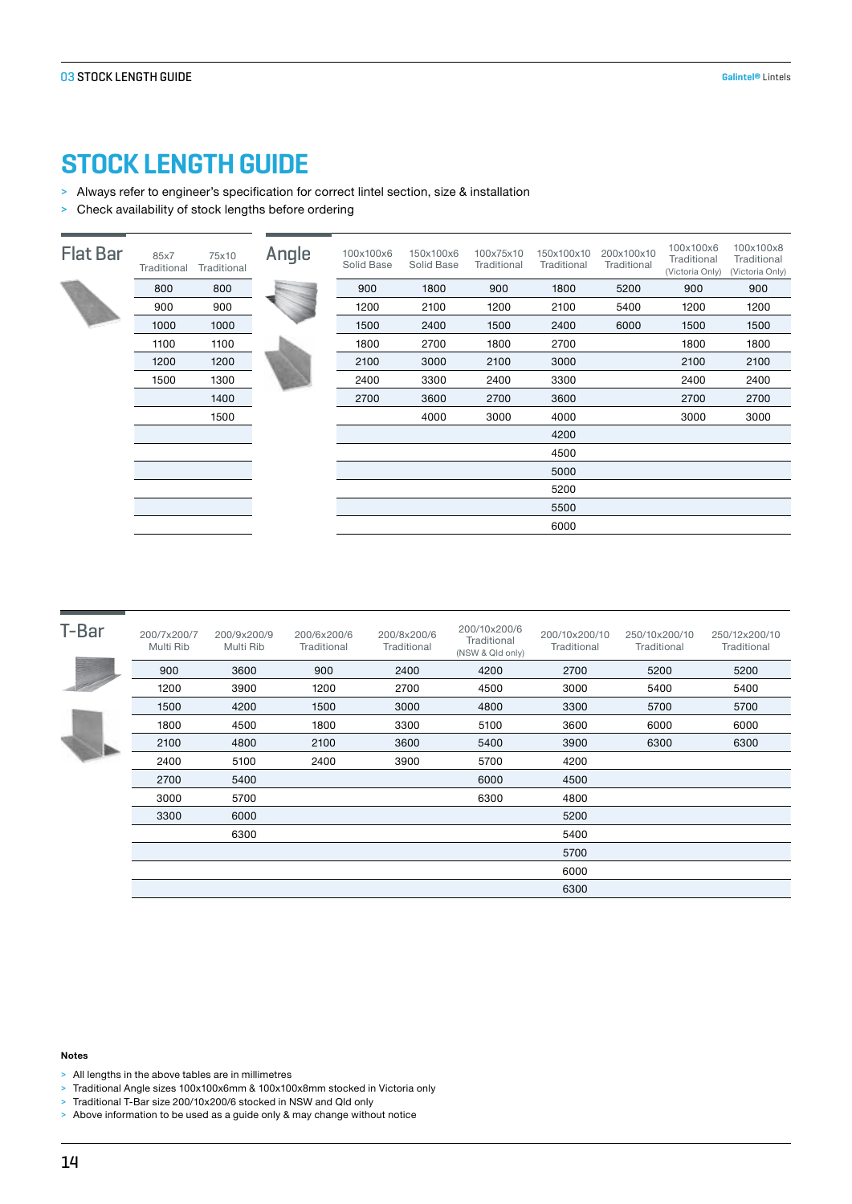# STOCK LENGTH GUIDE

- Always refer to engineer's specification for correct lintel section, size & installation
- Check availability of stock lengths before ordering

## Flat Bar

| 85x7 Traditional | 75x10 Traditional |
|---|---|
| 800 | 800 |
| 900 | 900 |
| 1000 | 1000 |
| 1100 | 1100 |
| 1200 | 1200 |
| 1500 | 1300 |
| | 1400 |
| | 1500 |

## Angle

| 100x100x6 Solid Base | 150x100x6 Solid Base | 100x75x10 Traditional | 150x100x10 Traditional | 200x100x10 Traditional | 100x100x6 Traditional (Victoria Only) | 100x100x8 Traditional (Victoria Only) |
|---|---|---|---|---|---|---|
| 900 | 1800 | 900 | 1800 | 5200 | 900 | 900 |
| 1200 | 2100 | 1200 | 2100 | 5400 | 1200 | 1200 |
| 1500 | 2400 | 1500 | 2400 | 6000 | 1500 | 1500 |
| 1800 | 2700 | 1800 | 2700 | | 1800 | 1800 |
| 2100 | 3000 | 2100 | 3000 | | 2100 | 2100 |
| 2400 | 3300 | 2400 | 3300 | | 2400 | 2400 |
| 2700 | 3600 | 2700 | 3600 | | 2700 | 2700 |
| | 4000 | 3000 | 4000 | | 3000 | 3000 |
| | | | 4200 | | | |
| | | | 4500 | | | |
| | | | 5000 | | | |
| | | | 5200 | | | |
| | | | 5500 | | | |
| | | | 6000 | | | |

## T-Bar

| 200/7x200/7 Multi Rib | 200/9x200/9 Multi Rib | 200/6x200/6 Traditional | 200/8x200/6 Traditional | 200/10x200/6 Traditional (NSW & Qld only) | 200/10x200/10 Traditional | 250/10x200/10 Traditional | 250/12x200/10 Traditional |
|---|---|---|---|---|---|---|---|
| 900 | 3600 | 900 | 2400 | 4200 | 2700 | 5200 | 5200 |
| 1200 | 3900 | 1200 | 2700 | 4500 | 3000 | 5400 | 5400 |
| 1500 | 4200 | 1500 | 3000 | 4800 | 3300 | 5700 | 5700 |
| 1800 | 4500 | 1800 | 3300 | 5100 | 3600 | 6000 | 6000 |
| 2100 | 4800 | 2100 | 3600 | 5400 | 3900 | 6300 | 6300 |
| 2400 | 5100 | 2400 | 3900 | 5700 | 4200 | | |
| 2700 | 5400 | | | 6000 | 4500 | | |
| 3000 | 5700 | | | 6300 | 4800 | | |
| 3300 | 6000 | | | | 5200 | | |
| | 6300 | | | | 5400 | | |
| | | | | | 5700 | | |
| | | | | | 6000 | | |
| | | | | | 6300 | | |

**Notes**

- All lengths in the above tables are in millimetres
- Traditional Angle sizes 100x100x6mm & 100x100x8mm stocked in Victoria only
- Traditional T-Bar size 200/10x200/6 stocked in NSW and Qld only
- Above information to be used as a guide only & may change without notice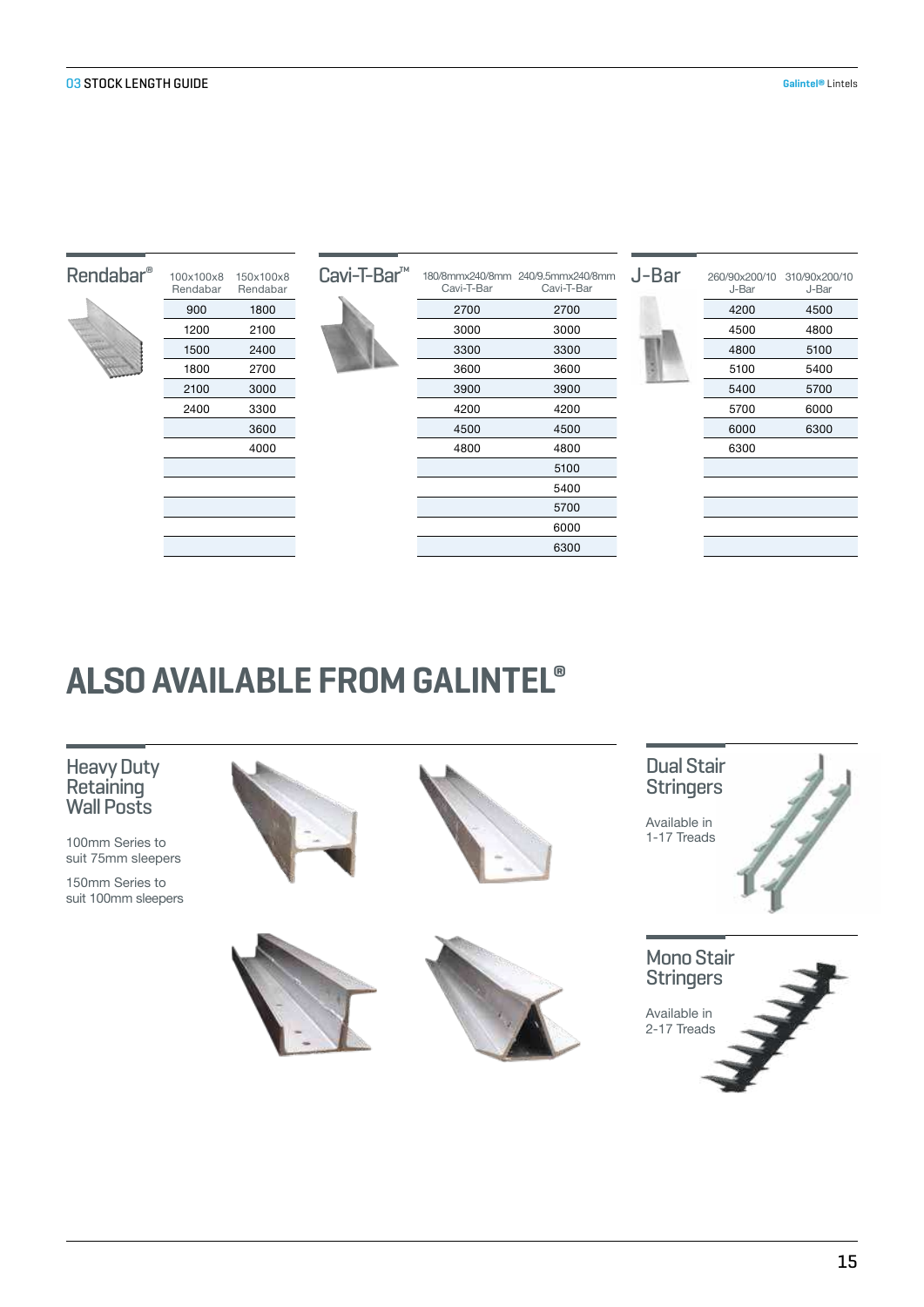## 03 STOCK LENGTH GUIDE

### Rendabar®

| 100x100x8 Rendabar | 150x100x8 Rendabar |
|---|---|
| 900 | 1800 |
| 1200 | 2100 |
| 1500 | 2400 |
| 1800 | 2700 |
| 2100 | 3000 |
| 2400 | 3300 |
| | 3600 |
| | 4000 |

### Cavi-T-Bar™

| 180/8mmx240/8mm Cavi-T-Bar | 240/9.5mmx240/8mm Cavi-T-Bar |
|---|---|
| 2700 | 2700 |
| 3000 | 3000 |
| 3300 | 3300 |
| 3600 | 3600 |
| 3900 | 3900 |
| 4200 | 4200 |
| 4500 | 4500 |
| 4800 | 4800 |
| | 5100 |
| | 5400 |
| | 5700 |
| | 6000 |
| | 6300 |

### J-Bar

| 260/90x200/10 J-Bar | 310/90x200/10 J-Bar |
|---|---|
| 4200 | 4500 |
| 4500 | 4800 |
| 4800 | 5100 |
| 5100 | 5400 |
| 5400 | 5700 |
| 5700 | 6000 |
| 6000 | 6300 |
| 6300 | |

# ALSO AVAILABLE FROM GALINTEL®

### Heavy Duty Retaining Wall Posts

100mm Series to suit 75mm sleepers

150mm Series to suit 100mm sleepers

### Dual Stair Stringers

Available in 1-17 Treads

### Mono Stair Stringers

Available in 2-17 Treads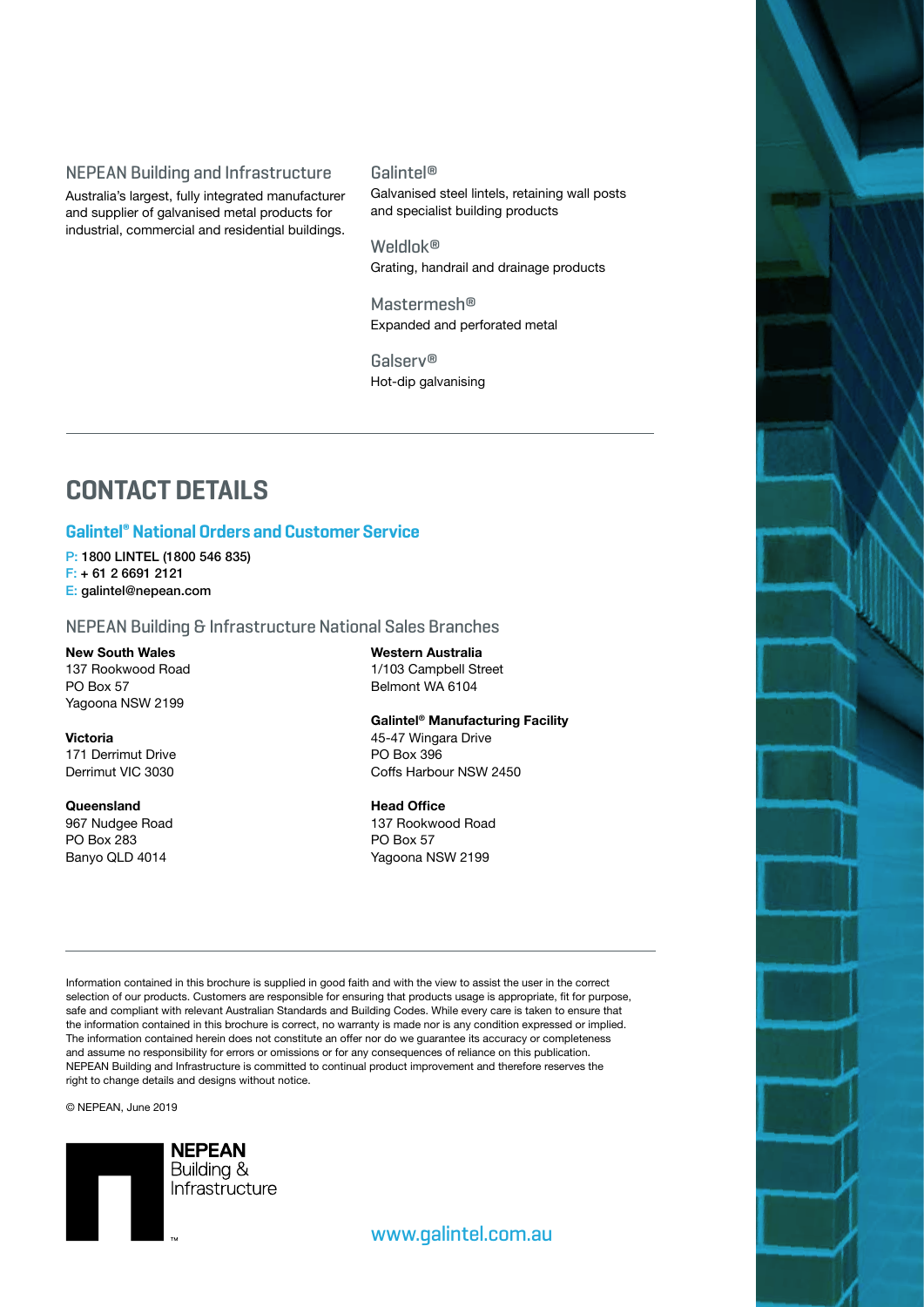### NEPEAN Building and Infrastructure

Australia's largest, fully integrated manufacturer and supplier of galvanised metal products for industrial, commercial and residential buildings.

### Galintel®

Galvanised steel lintels, retaining wall posts and specialist building products

### Weldlok®

Grating, handrail and drainage products

### Mastermesh®

Expanded and perforated metal

### Galserv®

Hot-dip galvanising

---

## CONTACT DETAILS

### Galintel® National Orders and Customer Service

P: 1800 LINTEL (1800 546 835)
F: + 61 2 6691 2121
E: galintel@nepean.com

### NEPEAN Building & Infrastructure National Sales Branches

**New South Wales**
137 Rookwood Road
PO Box 57
Yagoona NSW 2199

**Victoria**
171 Derrimut Drive
Derrimut VIC 3030

**Queensland**
967 Nudgee Road
PO Box 283
Banyo QLD 4014

**Western Australia**
1/103 Campbell Street
Belmont WA 6104

**Galintel® Manufacturing Facility**
45-47 Wingara Drive
PO Box 396
Coffs Harbour NSW 2450

**Head Office**
137 Rookwood Road
PO Box 57
Yagoona NSW 2199

---

Information contained in this brochure is supplied in good faith and with the view to assist the user in the correct selection of our products. Customers are responsible for ensuring that products usage is appropriate, fit for purpose, safe and compliant with relevant Australian Standards and Building Codes. While every care is taken to ensure that the information contained in this brochure is correct, no warranty is made nor is any condition expressed or implied. The information contained herein does not constitute an offer nor do we guarantee its accuracy or completeness and assume no responsibility for errors or omissions or for any consequences of reliance on this publication. NEPEAN Building and Infrastructure is committed to continual product improvement and therefore reserves the right to change details and designs without notice.

© NEPEAN, June 2019

NEPEAN Building & Infrastructure ™

www.galintel.com.au